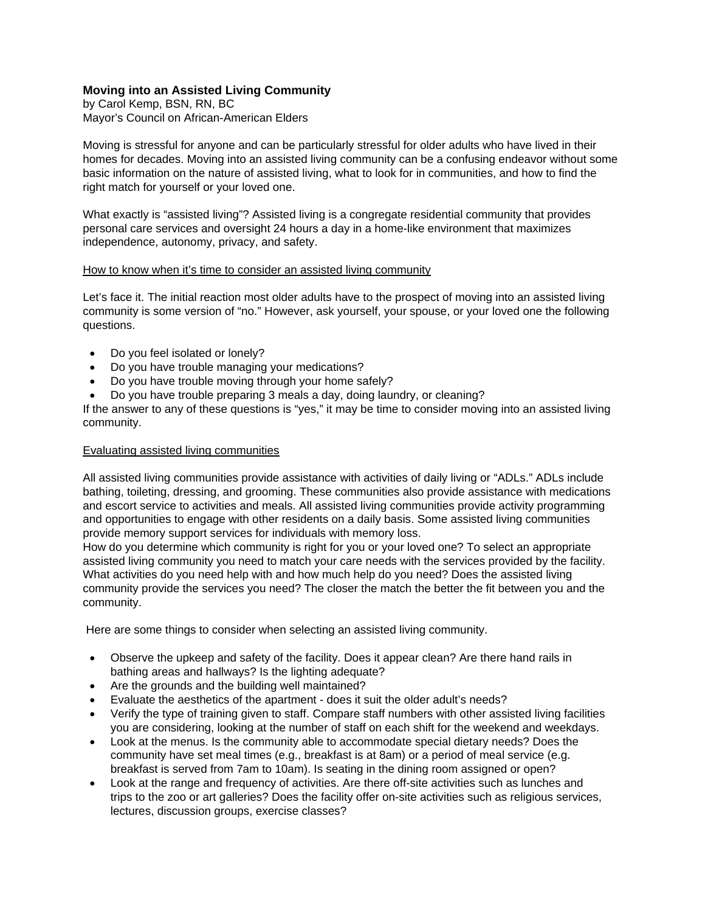# Moving into an Assisted Living Community

by Carol Kemp, BSN, RN, BC
Mayor's Council on African-American Elders

Moving is stressful for anyone and can be particularly stressful for older adults who have lived in their homes for decades. Moving into an assisted living community can be a confusing endeavor without some basic information on the nature of assisted living, what to look for in communities, and how to find the right match for yourself or your loved one.

What exactly is "assisted living"? Assisted living is a congregate residential community that provides personal care services and oversight 24 hours a day in a home-like environment that maximizes independence, autonomy, privacy, and safety.

## How to know when it's time to consider an assisted living community

Let's face it. The initial reaction most older adults have to the prospect of moving into an assisted living community is some version of "no." However, ask yourself, your spouse, or your loved one the following questions.

- Do you feel isolated or lonely?
- Do you have trouble managing your medications?
- Do you have trouble moving through your home safely?
- Do you have trouble preparing 3 meals a day, doing laundry, or cleaning?

If the answer to any of these questions is "yes," it may be time to consider moving into an assisted living community.

## Evaluating assisted living communities

All assisted living communities provide assistance with activities of daily living or "ADLs." ADLs include bathing, toileting, dressing, and grooming. These communities also provide assistance with medications and escort service to activities and meals. All assisted living communities provide activity programming and opportunities to engage with other residents on a daily basis. Some assisted living communities provide memory support services for individuals with memory loss.

How do you determine which community is right for you or your loved one? To select an appropriate assisted living community you need to match your care needs with the services provided by the facility. What activities do you need help with and how much help do you need? Does the assisted living community provide the services you need? The closer the match the better the fit between you and the community.

Here are some things to consider when selecting an assisted living community.

- Observe the upkeep and safety of the facility. Does it appear clean? Are there hand rails in bathing areas and hallways? Is the lighting adequate?
- Are the grounds and the building well maintained?
- Evaluate the aesthetics of the apartment - does it suit the older adult's needs?
- Verify the type of training given to staff. Compare staff numbers with other assisted living facilities you are considering, looking at the number of staff on each shift for the weekend and weekdays.
- Look at the menus. Is the community able to accommodate special dietary needs? Does the community have set meal times (e.g., breakfast is at 8am) or a period of meal service (e.g. breakfast is served from 7am to 10am). Is seating in the dining room assigned or open?
- Look at the range and frequency of activities. Are there off-site activities such as lunches and trips to the zoo or art galleries? Does the facility offer on-site activities such as religious services, lectures, discussion groups, exercise classes?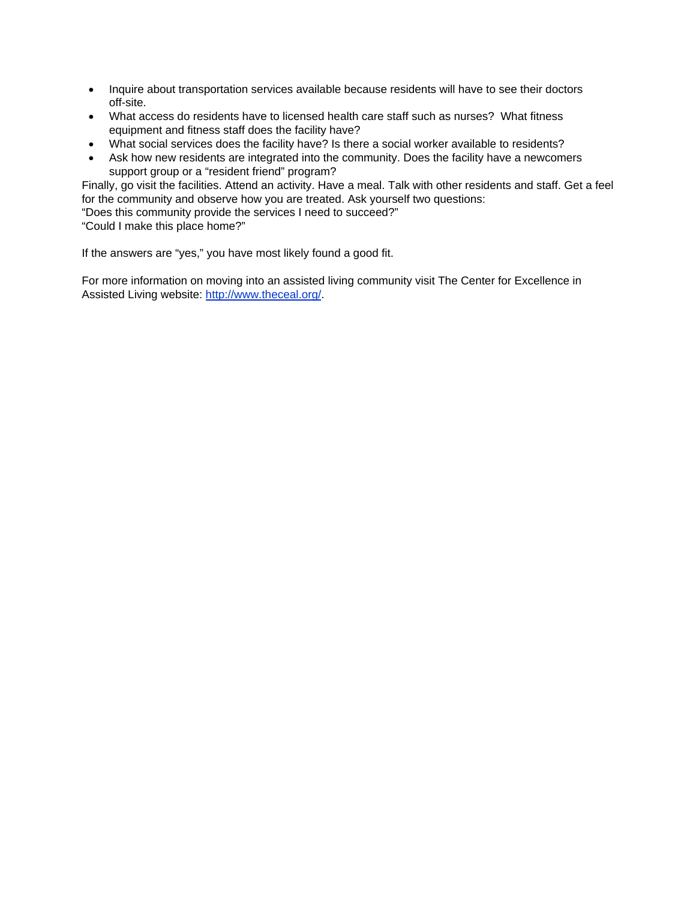- Inquire about transportation services available because residents will have to see their doctors off-site.
- What access do residents have to licensed health care staff such as nurses? What fitness equipment and fitness staff does the facility have?
- What social services does the facility have? Is there a social worker available to residents?
- Ask how new residents are integrated into the community. Does the facility have a newcomers support group or a "resident friend" program?

Finally, go visit the facilities. Attend an activity. Have a meal. Talk with other residents and staff. Get a feel for the community and observe how you are treated. Ask yourself two questions:
"Does this community provide the services I need to succeed?"
"Could I make this place home?"

If the answers are "yes," you have most likely found a good fit.

For more information on moving into an assisted living community visit The Center for Excellence in Assisted Living website: [http://www.theceal.org/](http://www.theceal.org/).